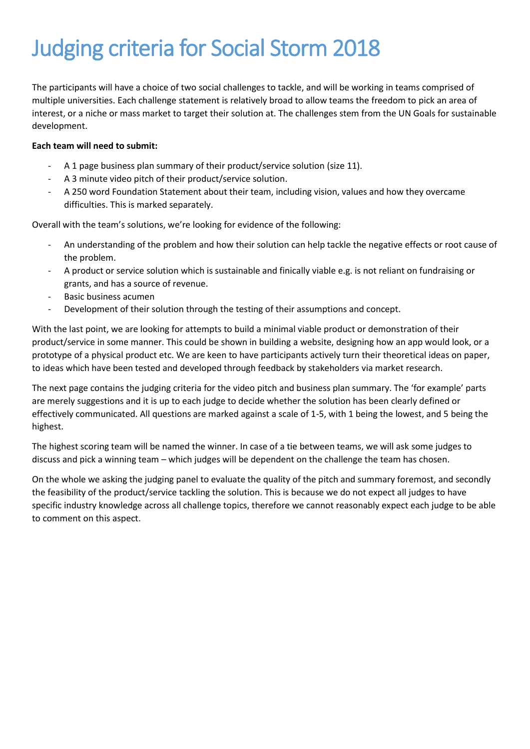# Judging criteria for Social Storm 2018

The participants will have a choice of two social challenges to tackle, and will be working in teams comprised of multiple universities. Each challenge statement is relatively broad to allow teams the freedom to pick an area of interest, or a niche or mass market to target their solution at. The challenges stem from the UN Goals for sustainable development.

**Each team will need to submit:**

- A 1 page business plan summary of their product/service solution (size 11).
- A 3 minute video pitch of their product/service solution.
- A 250 word Foundation Statement about their team, including vision, values and how they overcame difficulties. This is marked separately.

Overall with the team's solutions, we're looking for evidence of the following:

- An understanding of the problem and how their solution can help tackle the negative effects or root cause of the problem.
- A product or service solution which is sustainable and finically viable e.g. is not reliant on fundraising or grants, and has a source of revenue.
- Basic business acumen
- Development of their solution through the testing of their assumptions and concept.

With the last point, we are looking for attempts to build a minimal viable product or demonstration of their product/service in some manner. This could be shown in building a website, designing how an app would look, or a prototype of a physical product etc. We are keen to have participants actively turn their theoretical ideas on paper, to ideas which have been tested and developed through feedback by stakeholders via market research.

The next page contains the judging criteria for the video pitch and business plan summary. The 'for example' parts are merely suggestions and it is up to each judge to decide whether the solution has been clearly defined or effectively communicated. All questions are marked against a scale of 1-5, with 1 being the lowest, and 5 being the highest.

The highest scoring team will be named the winner. In case of a tie between teams, we will ask some judges to discuss and pick a winning team – which judges will be dependent on the challenge the team has chosen.

On the whole we asking the judging panel to evaluate the quality of the pitch and summary foremost, and secondly the feasibility of the product/service tackling the solution. This is because we do not expect all judges to have specific industry knowledge across all challenge topics, therefore we cannot reasonably expect each judge to be able to comment on this aspect.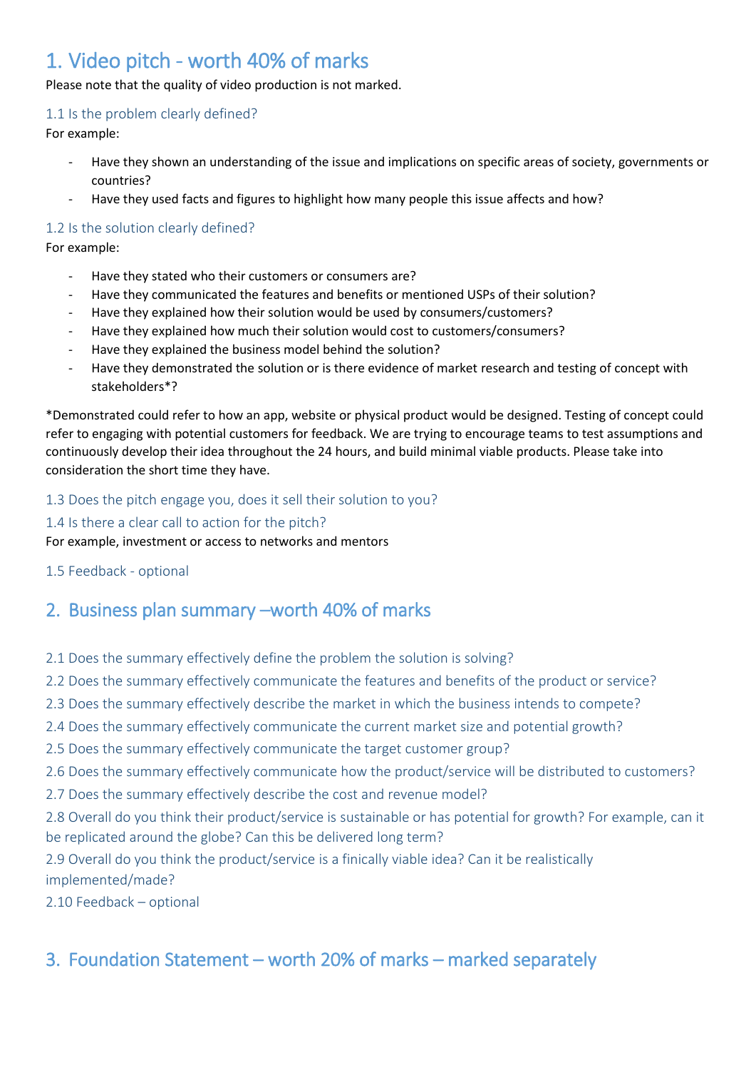## 1. Video pitch - worth 40% of marks

Please note that the quality of video production is not marked.

### 1.1 Is the problem clearly defined?

For example:

- Have they shown an understanding of the issue and implications on specific areas of society, governments or countries?
- Have they used facts and figures to highlight how many people this issue affects and how?

### 1.2 Is the solution clearly defined?

For example:

- Have they stated who their customers or consumers are?
- Have they communicated the features and benefits or mentioned USPs of their solution?
- Have they explained how their solution would be used by consumers/customers?
- Have they explained how much their solution would cost to customers/consumers?
- Have they explained the business model behind the solution?
- Have they demonstrated the solution or is there evidence of market research and testing of concept with stakeholders*?

*Demonstrated could refer to how an app, website or physical product would be designed. Testing of concept could refer to engaging with potential customers for feedback. We are trying to encourage teams to test assumptions and continuously develop their idea throughout the 24 hours, and build minimal viable products. Please take into consideration the short time they have.

### 1.3 Does the pitch engage you, does it sell their solution to you?

### 1.4 Is there a clear call to action for the pitch?

For example, investment or access to networks and mentors

### 1.5 Feedback - optional

## 2. Business plan summary –worth 40% of marks

### 2.1 Does the summary effectively define the problem the solution is solving?

### 2.2 Does the summary effectively communicate the features and benefits of the product or service?

### 2.3 Does the summary effectively describe the market in which the business intends to compete?

### 2.4 Does the summary effectively communicate the current market size and potential growth?

### 2.5 Does the summary effectively communicate the target customer group?

### 2.6 Does the summary effectively communicate how the product/service will be distributed to customers?

### 2.7 Does the summary effectively describe the cost and revenue model?

### 2.8 Overall do you think their product/service is sustainable or has potential for growth? For example, can it be replicated around the globe? Can this be delivered long term?

### 2.9 Overall do you think the product/service is a finically viable idea? Can it be realistically implemented/made?

### 2.10 Feedback – optional

## 3. Foundation Statement – worth 20% of marks – marked separately